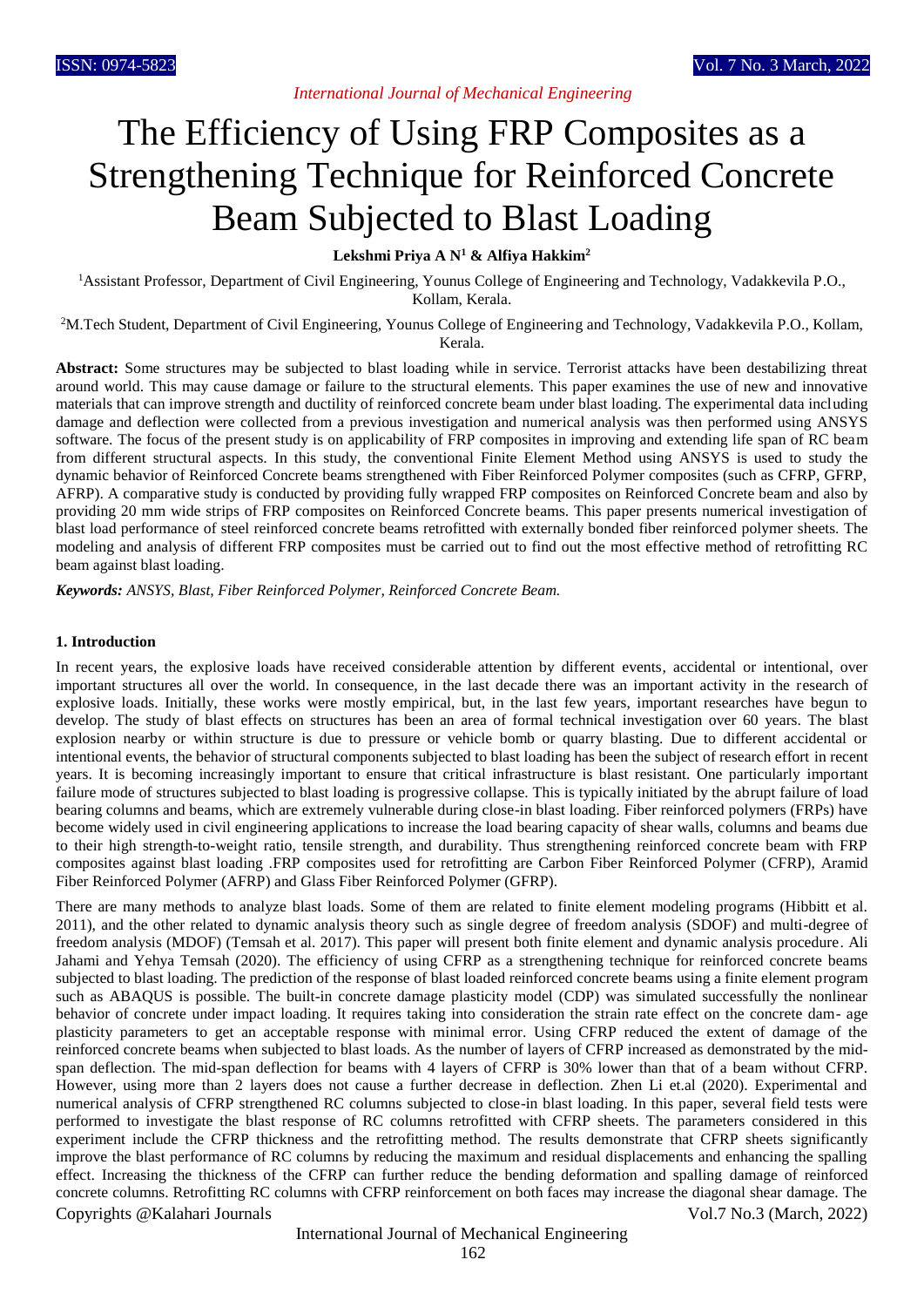# The Efficiency of Using FRP Composites as a Strengthening Technique for Reinforced Concrete Beam Subjected to Blast Loading

**Lekshmi Priya A N[1] & Alfiya Hakkim[2]**

[1]Assistant Professor, Department of Civil Engineering, Younus College of Engineering and Technology, Vadakkevila P.O., Kollam, Kerala.

[2]M.Tech Student, Department of Civil Engineering, Younus College of Engineering and Technology, Vadakkevila P.O., Kollam, Kerala.

**Abstract:** Some structures may be subjected to blast loading while in service. Terrorist attacks have been destabilizing threat around world. This may cause damage or failure to the structural elements. This paper examines the use of new and innovative materials that can improve strength and ductility of reinforced concrete beam under blast loading. The experimental data including damage and deflection were collected from a previous investigation and numerical analysis was then performed using ANSYS software. The focus of the present study is on applicability of FRP composites in improving and extending life span of RC beam from different structural aspects. In this study, the conventional Finite Element Method using ANSYS is used to study the dynamic behavior of Reinforced Concrete beams strengthened with Fiber Reinforced Polymer composites (such as CFRP, GFRP, AFRP). A comparative study is conducted by providing fully wrapped FRP composites on Reinforced Concrete beam and also by providing 20 mm wide strips of FRP composites on Reinforced Concrete beams. This paper presents numerical investigation of blast load performance of steel reinforced concrete beams retrofitted with externally bonded fiber reinforced polymer sheets. The modeling and analysis of different FRP composites must be carried out to find out the most effective method of retrofitting RC beam against blast loading.

***Keywords:*** *ANSYS, Blast, Fiber Reinforced Polymer, Reinforced Concrete Beam.*

## 1. Introduction

In recent years, the explosive loads have received considerable attention by different events, accidental or intentional, over important structures all over the world. In consequence, in the last decade there was an important activity in the research of explosive loads. Initially, these works were mostly empirical, but, in the last few years, important researches have begun to develop. The study of blast effects on structures has been an area of formal technical investigation over 60 years. The blast explosion nearby or within structure is due to pressure or vehicle bomb or quarry blasting. Due to different accidental or intentional events, the behavior of structural components subjected to blast loading has been the subject of research effort in recent years. It is becoming increasingly important to ensure that critical infrastructure is blast resistant. One particularly important failure mode of structures subjected to blast loading is progressive collapse. This is typically initiated by the abrupt failure of load bearing columns and beams, which are extremely vulnerable during close-in blast loading. Fiber reinforced polymers (FRPs) have become widely used in civil engineering applications to increase the load bearing capacity of shear walls, columns and beams due to their high strength-to-weight ratio, tensile strength, and durability. Thus strengthening reinforced concrete beam with FRP composites against blast loading .FRP composites used for retrofitting are Carbon Fiber Reinforced Polymer (CFRP), Aramid Fiber Reinforced Polymer (AFRP) and Glass Fiber Reinforced Polymer (GFRP).

There are many methods to analyze blast loads. Some of them are related to finite element modeling programs (Hibbitt et al. 2011), and the other related to dynamic analysis theory such as single degree of freedom analysis (SDOF) and multi-degree of freedom analysis (MDOF) (Temsah et al. 2017). This paper will present both finite element and dynamic analysis procedure. Ali Jahami and Yehya Temsah (2020). The efficiency of using CFRP as a strengthening technique for reinforced concrete beams subjected to blast loading. The prediction of the response of blast loaded reinforced concrete beams using a finite element program such as ABAQUS is possible. The built-in concrete damage plasticity model (CDP) was simulated successfully the nonlinear behavior of concrete under impact loading. It requires taking into consideration the strain rate effect on the concrete dam- age plasticity parameters to get an acceptable response with minimal error. Using CFRP reduced the extent of damage of the reinforced concrete beams when subjected to blast loads. As the number of layers of CFRP increased as demonstrated by the mid-span deflection. The mid-span deflection for beams with 4 layers of CFRP is 30% lower than that of a beam without CFRP. However, using more than 2 layers does not cause a further decrease in deflection. Zhen Li et.al (2020). Experimental and numerical analysis of CFRP strengthened RC columns subjected to close-in blast loading. In this paper, several field tests were performed to investigate the blast response of RC columns retrofitted with CFRP sheets. The parameters considered in this experiment include the CFRP thickness and the retrofitting method. The results demonstrate that CFRP sheets significantly improve the blast performance of RC columns by reducing the maximum and residual displacements and enhancing the spalling effect. Increasing the thickness of the CFRP can further reduce the bending deformation and spalling damage of reinforced concrete columns. Retrofitting RC columns with CFRP reinforcement on both faces may increase the diagonal shear damage. The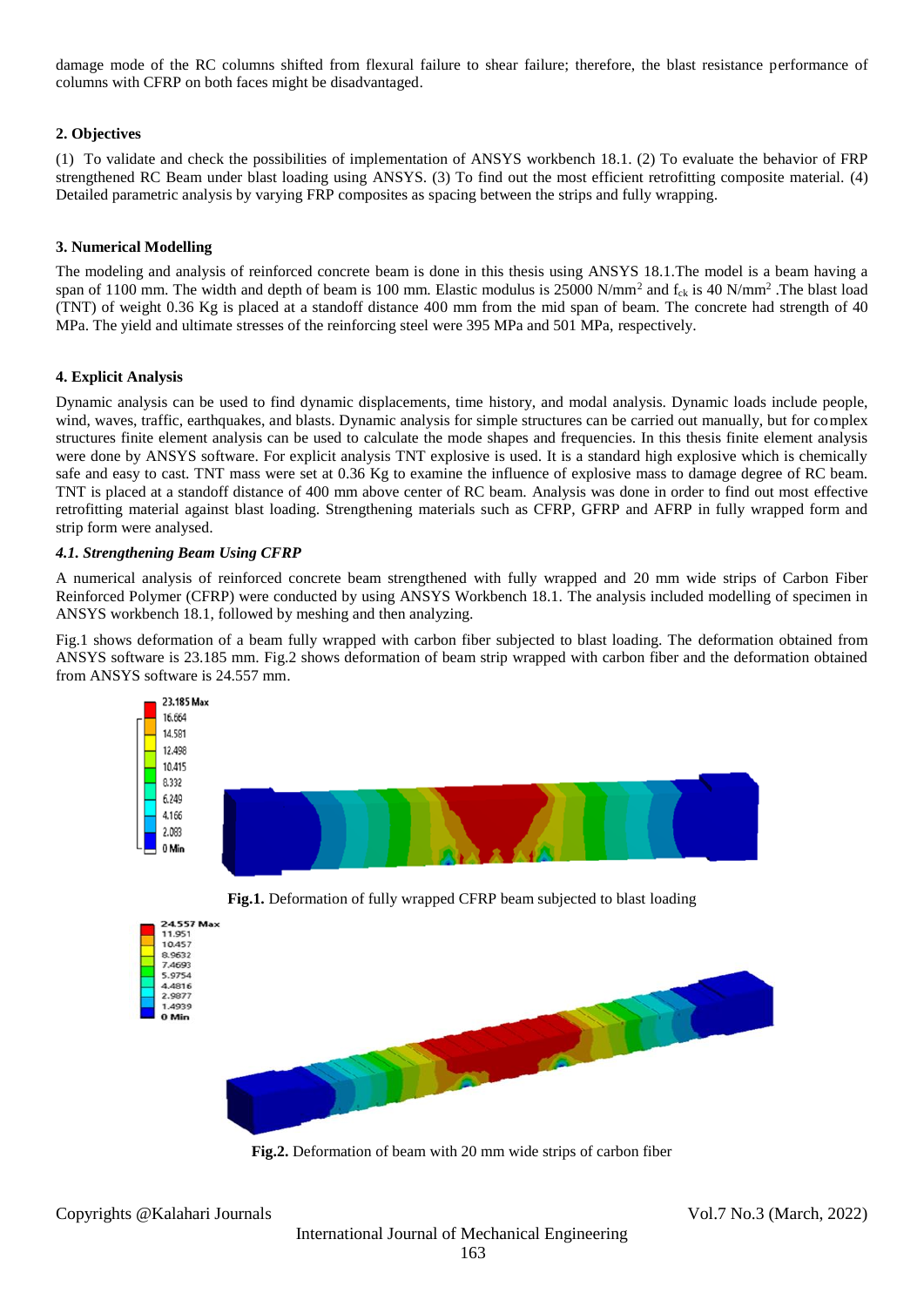damage mode of the RC columns shifted from flexural failure to shear failure; therefore, the blast resistance performance of columns with CFRP on both faces might be disadvantaged.

## 2. Objectives

(1) To validate and check the possibilities of implementation of ANSYS workbench 18.1. (2) To evaluate the behavior of FRP strengthened RC Beam under blast loading using ANSYS. (3) To find out the most efficient retrofitting composite material. (4) Detailed parametric analysis by varying FRP composites as spacing between the strips and fully wrapping.

## 3. Numerical Modelling

The modeling and analysis of reinforced concrete beam is done in this thesis using ANSYS 18.1.The model is a beam having a span of 1100 mm. The width and depth of beam is 100 mm. Elastic modulus is 25000 N/mm$^2$ and $f_{ck}$ is 40 N/mm$^2$ .The blast load (TNT) of weight 0.36 Kg is placed at a standoff distance 400 mm from the mid span of beam. The concrete had strength of 40 MPa. The yield and ultimate stresses of the reinforcing steel were 395 MPa and 501 MPa, respectively.

## 4. Explicit Analysis

Dynamic analysis can be used to find dynamic displacements, time history, and modal analysis. Dynamic loads include people, wind, waves, traffic, earthquakes, and blasts. Dynamic analysis for simple structures can be carried out manually, but for complex structures finite element analysis can be used to calculate the mode shapes and frequencies. In this thesis finite element analysis were done by ANSYS software. For explicit analysis TNT explosive is used. It is a standard high explosive which is chemically safe and easy to cast. TNT mass were set at 0.36 Kg to examine the influence of explosive mass to damage degree of RC beam. TNT is placed at a standoff distance of 400 mm above center of RC beam. Analysis was done in order to find out most effective retrofitting material against blast loading. Strengthening materials such as CFRP, GFRP and AFRP in fully wrapped form and strip form were analysed.

### *4.1. Strengthening Beam Using CFRP*

A numerical analysis of reinforced concrete beam strengthened with fully wrapped and 20 mm wide strips of Carbon Fiber Reinforced Polymer (CFRP) were conducted by using ANSYS Workbench 18.1. The analysis included modelling of specimen in ANSYS workbench 18.1, followed by meshing and then analyzing.

Fig.1 shows deformation of a beam fully wrapped with carbon fiber subjected to blast loading. The deformation obtained from ANSYS software is 23.185 mm. Fig.2 shows deformation of beam strip wrapped with carbon fiber and the deformation obtained from ANSYS software is 24.557 mm.

**Fig.1.** Deformation of fully wrapped CFRP beam subjected to blast loading

**Fig.2.** Deformation of beam with 20 mm wide strips of carbon fiber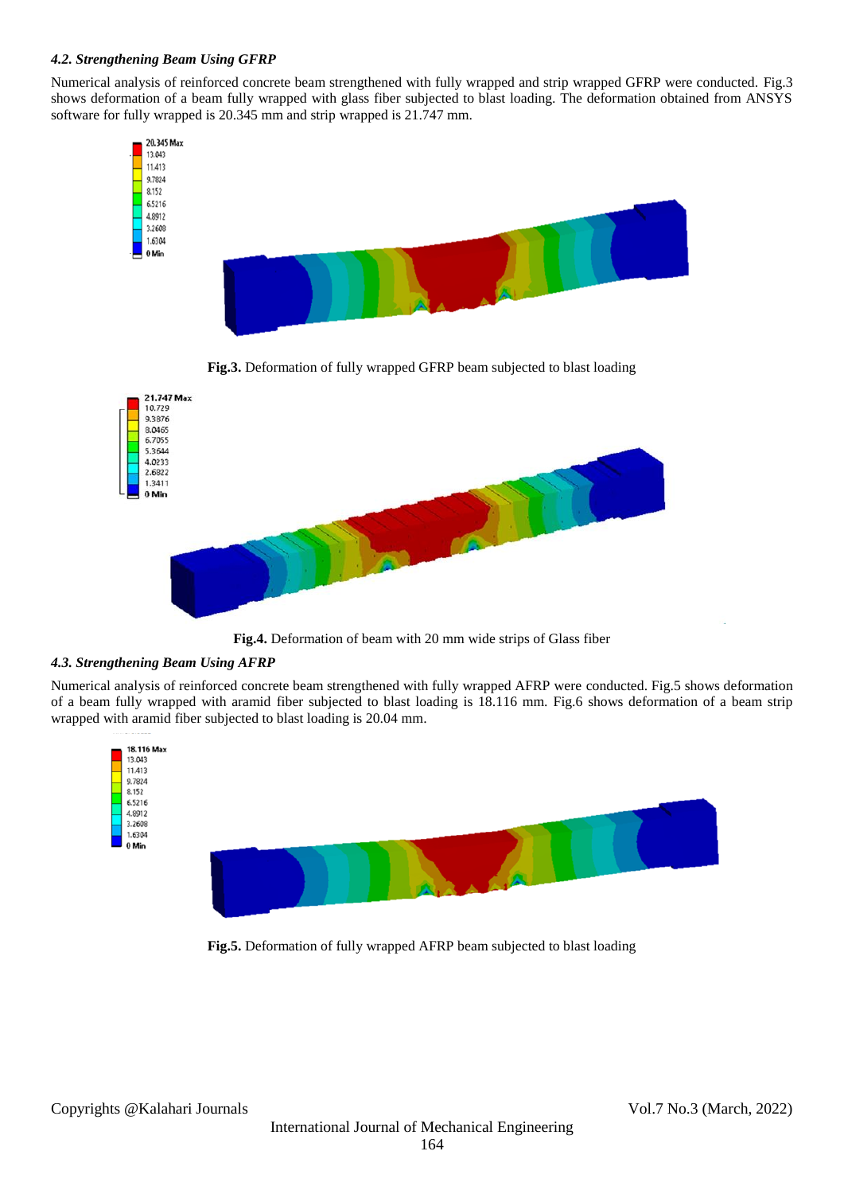### *4.2. Strengthening Beam Using GFRP*

Numerical analysis of reinforced concrete beam strengthened with fully wrapped and strip wrapped GFRP were conducted. Fig.3 shows deformation of a beam fully wrapped with glass fiber subjected to blast loading. The deformation obtained from ANSYS software for fully wrapped is 20.345 mm and strip wrapped is 21.747 mm.

**Fig.3.** Deformation of fully wrapped GFRP beam subjected to blast loading

**Fig.4.** Deformation of beam with 20 mm wide strips of Glass fiber

### *4.3. Strengthening Beam Using AFRP*

Numerical analysis of reinforced concrete beam strengthened with fully wrapped AFRP were conducted. Fig.5 shows deformation of a beam fully wrapped with aramid fiber subjected to blast loading is 18.116 mm. Fig.6 shows deformation of a beam strip wrapped with aramid fiber subjected to blast loading is 20.04 mm.

**Fig.5.** Deformation of fully wrapped AFRP beam subjected to blast loading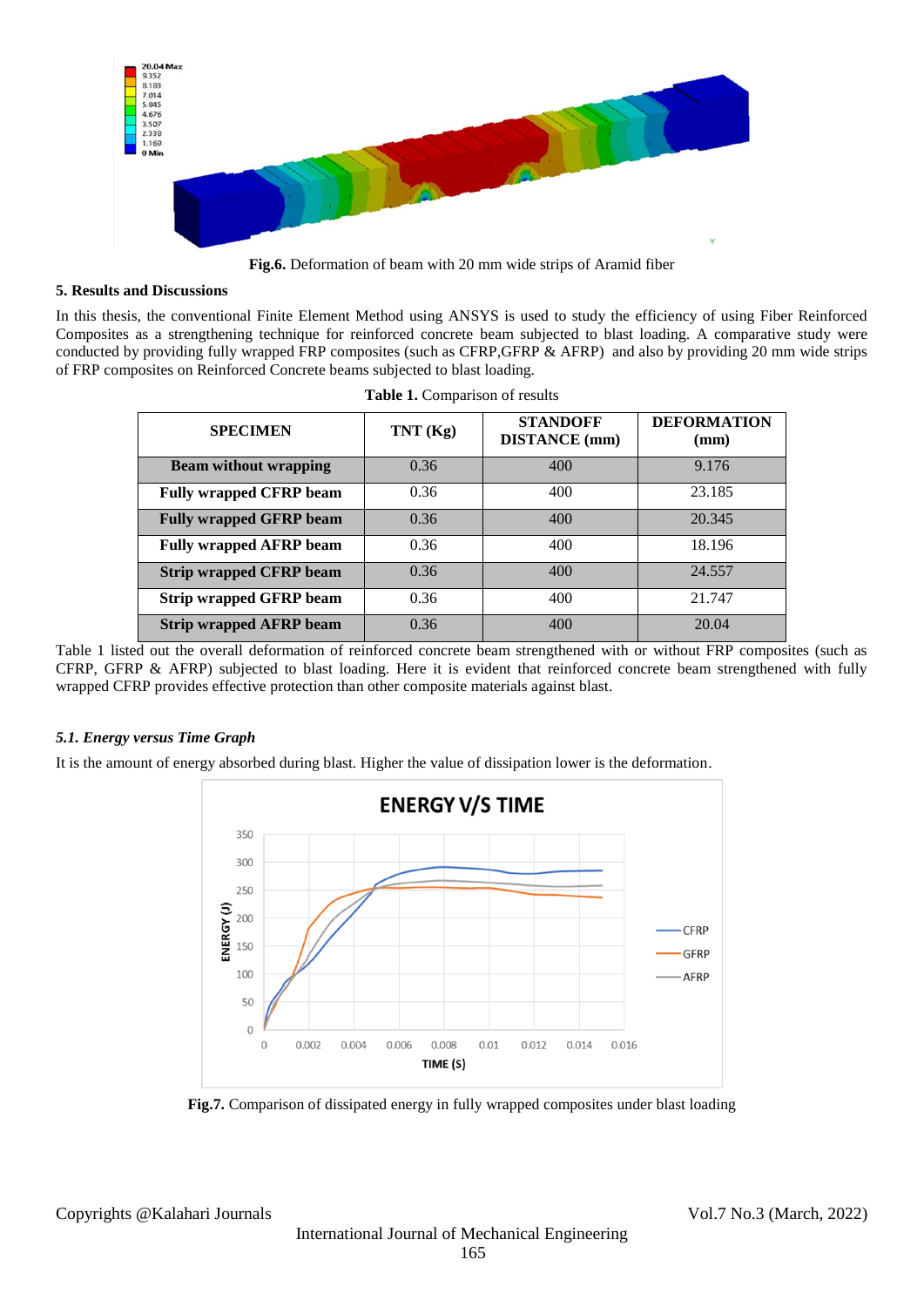**Fig.6.** Deformation of beam with 20 mm wide strips of Aramid fiber

## 5. Results and Discussions

In this thesis, the conventional Finite Element Method using ANSYS is used to study the efficiency of using Fiber Reinforced Composites as a strengthening technique for reinforced concrete beam subjected to blast loading. A comparative study were conducted by providing fully wrapped FRP composites (such as CFRP,GFRP & AFRP) and also by providing 20 mm wide strips of FRP composites on Reinforced Concrete beams subjected to blast loading.

**Table 1.** Comparison of results

| SPECIMEN | TNT (Kg) | STANDOFF DISTANCE (mm) | DEFORMATION (mm) |
|---|---|---|---|
| **Beam without wrapping** | 0.36 | 400 | 9.176 |
| **Fully wrapped CFRP beam** | 0.36 | 400 | 23.185 |
| **Fully wrapped GFRP beam** | 0.36 | 400 | 20.345 |
| **Fully wrapped AFRP beam** | 0.36 | 400 | 18.196 |
| **Strip wrapped CFRP beam** | 0.36 | 400 | 24.557 |
| **Strip wrapped GFRP beam** | 0.36 | 400 | 21.747 |
| **Strip wrapped AFRP beam** | 0.36 | 400 | 20.04 |

Table 1 listed out the overall deformation of reinforced concrete beam strengthened with or without FRP composites (such as CFRP, GFRP & AFRP) subjected to blast loading. Here it is evident that reinforced concrete beam strengthened with fully wrapped CFRP provides effective protection than other composite materials against blast.

### *5.1. Energy versus Time Graph*

It is the amount of energy absorbed during blast. Higher the value of dissipation lower is the deformation.

**Fig.7.** Comparison of dissipated energy in fully wrapped composites under blast loading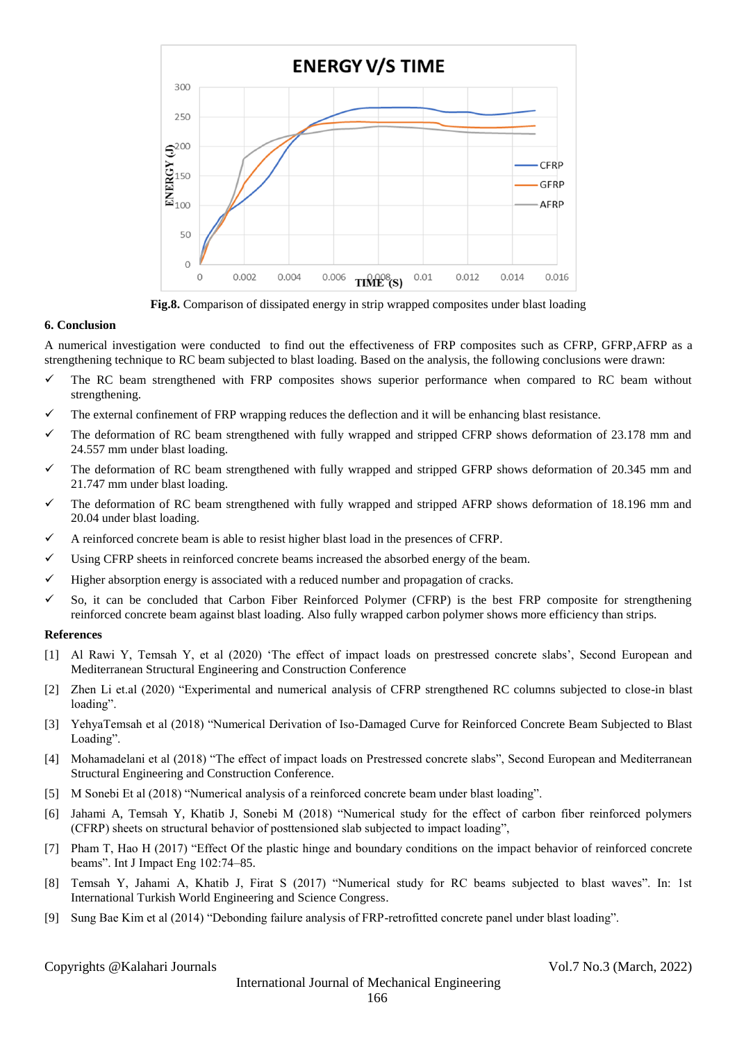ENERGY V/S TIME

300
250
200
150
100
50
0

ENERGY (J)

0
0.002
0.004
0.006
0.008
0.01
0.012
0.014
0.016

TIME (S)

CFRP
GFRP
AFRP

**Fig.8.** Comparison of dissipated energy in strip wrapped composites under blast loading

## 6. Conclusion

A numerical investigation were conducted to find out the effectiveness of FRP composites such as CFRP, GFRP,AFRP as a strengthening technique to RC beam subjected to blast loading. Based on the analysis, the following conclusions were drawn:

- ✓ The RC beam strengthened with FRP composites shows superior performance when compared to RC beam without strengthening.
- ✓ The external confinement of FRP wrapping reduces the deflection and it will be enhancing blast resistance.
- ✓ The deformation of RC beam strengthened with fully wrapped and stripped CFRP shows deformation of 23.178 mm and 24.557 mm under blast loading.
- ✓ The deformation of RC beam strengthened with fully wrapped and stripped GFRP shows deformation of 20.345 mm and 21.747 mm under blast loading.
- ✓ The deformation of RC beam strengthened with fully wrapped and stripped AFRP shows deformation of 18.196 mm and 20.04 under blast loading.
- ✓ A reinforced concrete beam is able to resist higher blast load in the presences of CFRP.
- ✓ Using CFRP sheets in reinforced concrete beams increased the absorbed energy of the beam.
- ✓ Higher absorption energy is associated with a reduced number and propagation of cracks.
- ✓ So, it can be concluded that Carbon Fiber Reinforced Polymer (CFRP) is the best FRP composite for strengthening reinforced concrete beam against blast loading. Also fully wrapped carbon polymer shows more efficiency than strips.

## References

[1] Al Rawi Y, Temsah Y, et al (2020) 'The effect of impact loads on prestressed concrete slabs', Second European and Mediterranean Structural Engineering and Construction Conference

[2] Zhen Li et.al (2020) "Experimental and numerical analysis of CFRP strengthened RC columns subjected to close-in blast loading".

[3] YehyaTemsah et al (2018) "Numerical Derivation of Iso-Damaged Curve for Reinforced Concrete Beam Subjected to Blast Loading".

[4] Mohamadelani et al (2018) "The effect of impact loads on Prestressed concrete slabs", Second European and Mediterranean Structural Engineering and Construction Conference.

[5] M Sonebi Et al (2018) "Numerical analysis of a reinforced concrete beam under blast loading".

[6] Jahami A, Temsah Y, Khatib J, Sonebi M (2018) "Numerical study for the effect of carbon fiber reinforced polymers (CFRP) sheets on structural behavior of posttensioned slab subjected to impact loading",

[7] Pham T, Hao H (2017) "Effect Of the plastic hinge and boundary conditions on the impact behavior of reinforced concrete beams". Int J Impact Eng 102:74–85.

[8] Temsah Y, Jahami A, Khatib J, Firat S (2017) "Numerical study for RC beams subjected to blast waves". In: 1st International Turkish World Engineering and Science Congress.

[9] Sung Bae Kim et al (2014) "Debonding failure analysis of FRP-retrofitted concrete panel under blast loading".